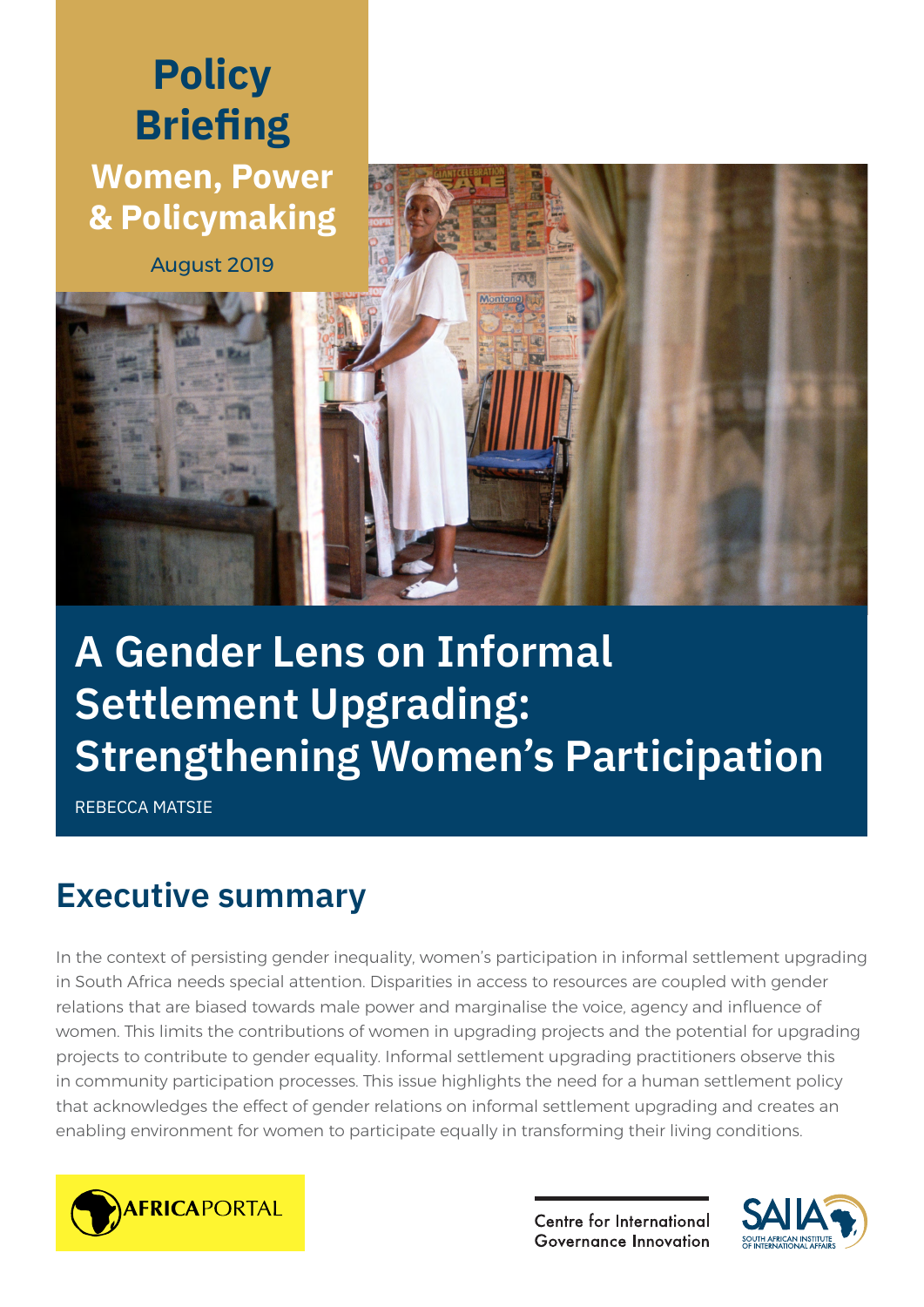**Policy Briefing**

**Women, Power & Policymaking**

August 2019

# A Gender Lens on Informal Settlement Upgrading: Strengthening Women's Participation

REBECCA MATSIE

## Executive summary

In the context of persisting gender inequality, women's participation in informal settlement upgrading in South Africa needs special attention. Disparities in access to resources are coupled with gender relations that are biased towards male power and marginalise the voice, agency and influence of women. This limits the contributions of women in upgrading projects and the potential for upgrading projects to contribute to gender equality. Informal settlement upgrading practitioners observe this in community participation processes. This issue highlights the need for a human settlement policy that acknowledges the effect of gender relations on informal settlement upgrading and creates an enabling environment for women to participate equally in transforming their living conditions.

AFRICAPORTAL

Centre for International Governance Innovation

SAIIA SOUTH AFRICAN INSTITUTE OF INTERNATIONAL AFFAIRS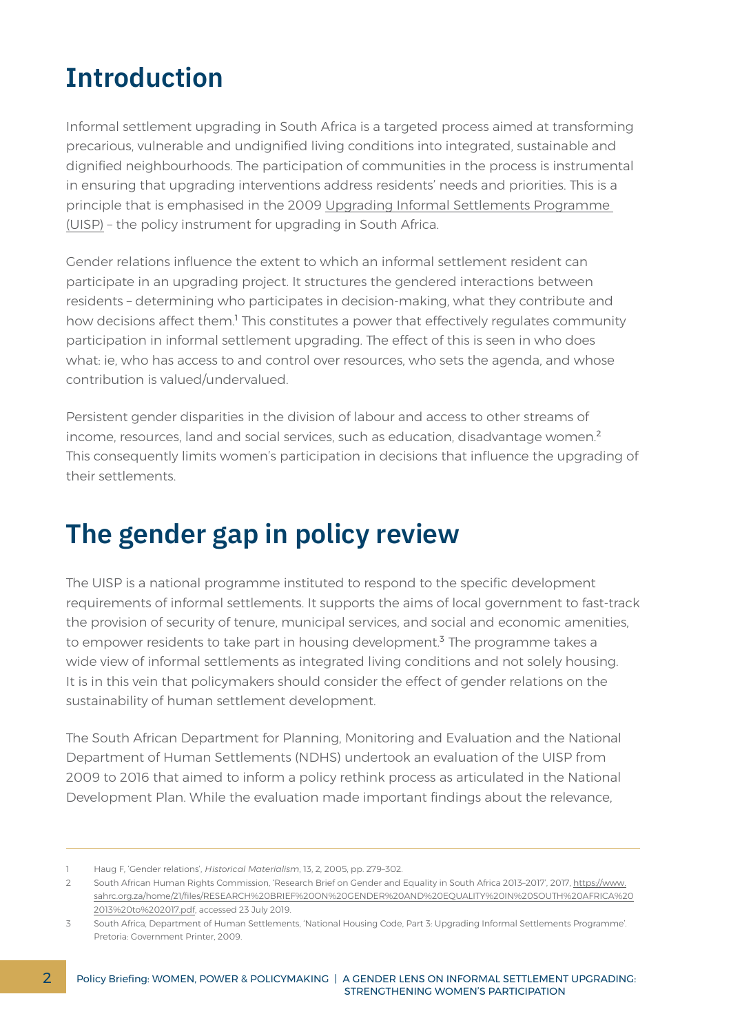# Introduction

Informal settlement upgrading in South Africa is a targeted process aimed at transforming precarious, vulnerable and undignified living conditions into integrated, sustainable and dignified neighbourhoods. The participation of communities in the process is instrumental in ensuring that upgrading interventions address residents' needs and priorities. This is a principle that is emphasised in the 2009 Upgrading Informal Settlements Programme (UISP) – the policy instrument for upgrading in South Africa.

Gender relations influence the extent to which an informal settlement resident can participate in an upgrading project. It structures the gendered interactions between residents – determining who participates in decision-making, what they contribute and how decisions affect them.[1] This constitutes a power that effectively regulates community participation in informal settlement upgrading. The effect of this is seen in who does what: ie, who has access to and control over resources, who sets the agenda, and whose contribution is valued/undervalued.

Persistent gender disparities in the division of labour and access to other streams of income, resources, land and social services, such as education, disadvantage women.[2] This consequently limits women's participation in decisions that influence the upgrading of their settlements.

# The gender gap in policy review

The UISP is a national programme instituted to respond to the specific development requirements of informal settlements. It supports the aims of local government to fast-track the provision of security of tenure, municipal services, and social and economic amenities, to empower residents to take part in housing development.[3] The programme takes a wide view of informal settlements as integrated living conditions and not solely housing. It is in this vein that policymakers should consider the effect of gender relations on the sustainability of human settlement development.

The South African Department for Planning, Monitoring and Evaluation and the National Department of Human Settlements (NDHS) undertook an evaluation of the UISP from 2009 to 2016 that aimed to inform a policy rethink process as articulated in the National Development Plan. While the evaluation made important findings about the relevance,

---

1 Haug F, 'Gender relations', *Historical Materialism*, 13, 2, 2005, pp. 279–302.

2 South African Human Rights Commission, 'Research Brief on Gender and Equality in South Africa 2013–2017', 2017, https://www.sahrc.org.za/home/21/files/RESEARCH%20BRIEF%20ON%20GENDER%20AND%20EQUALITY%20IN%20SOUTH%20AFRICA%202013%20to%202017.pdf, accessed 23 July 2019.

3 South Africa, Department of Human Settlements, 'National Housing Code, Part 3: Upgrading Informal Settlements Programme'. Pretoria: Government Printer, 2009.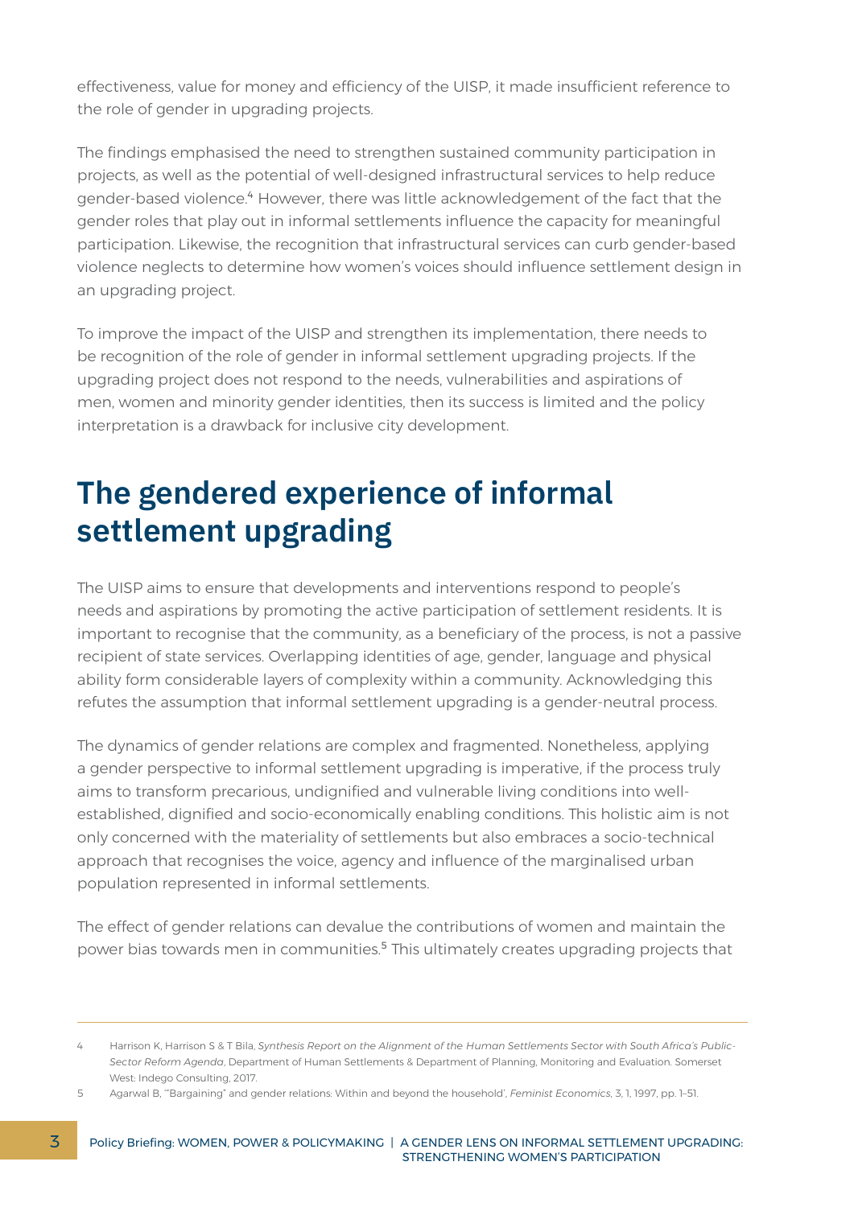effectiveness, value for money and efficiency of the UISP, it made insufficient reference to the role of gender in upgrading projects.

The findings emphasised the need to strengthen sustained community participation in projects, as well as the potential of well-designed infrastructural services to help reduce gender-based violence.[4] However, there was little acknowledgement of the fact that the gender roles that play out in informal settlements influence the capacity for meaningful participation. Likewise, the recognition that infrastructural services can curb gender-based violence neglects to determine how women's voices should influence settlement design in an upgrading project.

To improve the impact of the UISP and strengthen its implementation, there needs to be recognition of the role of gender in informal settlement upgrading projects. If the upgrading project does not respond to the needs, vulnerabilities and aspirations of men, women and minority gender identities, then its success is limited and the policy interpretation is a drawback for inclusive city development.

## The gendered experience of informal settlement upgrading

The UISP aims to ensure that developments and interventions respond to people's needs and aspirations by promoting the active participation of settlement residents. It is important to recognise that the community, as a beneficiary of the process, is not a passive recipient of state services. Overlapping identities of age, gender, language and physical ability form considerable layers of complexity within a community. Acknowledging this refutes the assumption that informal settlement upgrading is a gender-neutral process.

The dynamics of gender relations are complex and fragmented. Nonetheless, applying a gender perspective to informal settlement upgrading is imperative, if the process truly aims to transform precarious, undignified and vulnerable living conditions into well-established, dignified and socio-economically enabling conditions. This holistic aim is not only concerned with the materiality of settlements but also embraces a socio-technical approach that recognises the voice, agency and influence of the marginalised urban population represented in informal settlements.

The effect of gender relations can devalue the contributions of women and maintain the power bias towards men in communities.[5] This ultimately creates upgrading projects that

---

4 Harrison K, Harrison S & T Bila, *Synthesis Report on the Alignment of the Human Settlements Sector with South Africa's Public-Sector Reform Agenda*, Department of Human Settlements & Department of Planning, Monitoring and Evaluation. Somerset West: Indego Consulting, 2017.

5 Agarwal B, '"Bargaining" and gender relations: Within and beyond the household', *Feminist Economics*, 3, 1, 1997, pp. 1–51.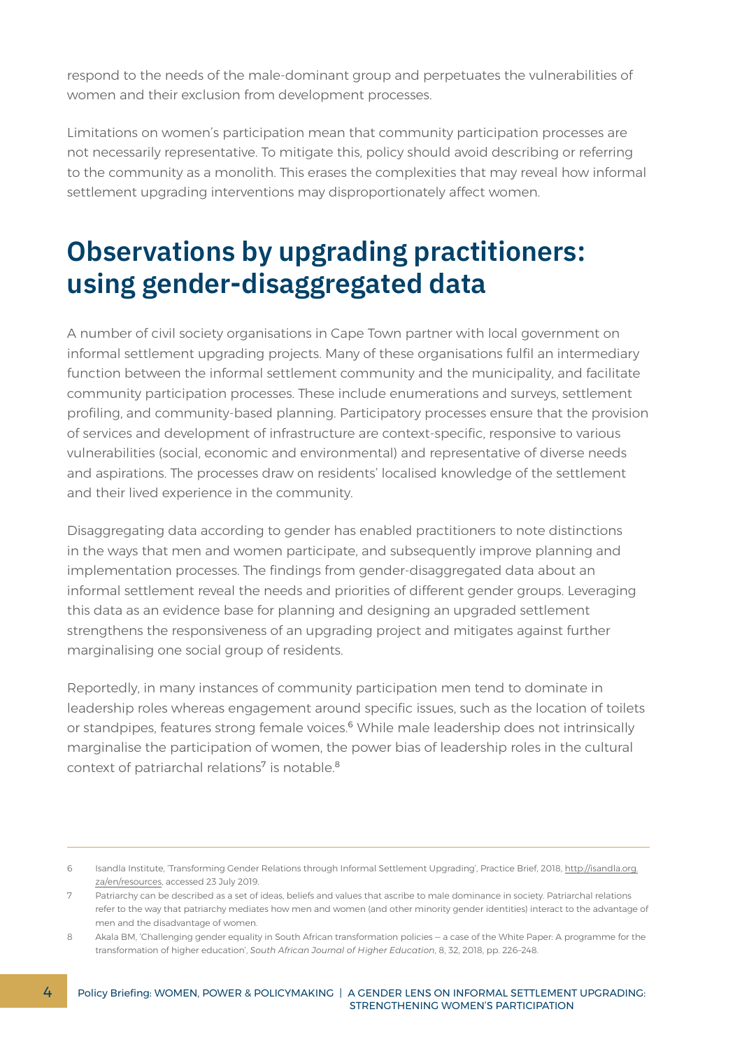respond to the needs of the male-dominant group and perpetuates the vulnerabilities of women and their exclusion from development processes.

Limitations on women's participation mean that community participation processes are not necessarily representative. To mitigate this, policy should avoid describing or referring to the community as a monolith. This erases the complexities that may reveal how informal settlement upgrading interventions may disproportionately affect women.

## Observations by upgrading practitioners: using gender-disaggregated data

A number of civil society organisations in Cape Town partner with local government on informal settlement upgrading projects. Many of these organisations fulfil an intermediary function between the informal settlement community and the municipality, and facilitate community participation processes. These include enumerations and surveys, settlement profiling, and community-based planning. Participatory processes ensure that the provision of services and development of infrastructure are context-specific, responsive to various vulnerabilities (social, economic and environmental) and representative of diverse needs and aspirations. The processes draw on residents' localised knowledge of the settlement and their lived experience in the community.

Disaggregating data according to gender has enabled practitioners to note distinctions in the ways that men and women participate, and subsequently improve planning and implementation processes. The findings from gender-disaggregated data about an informal settlement reveal the needs and priorities of different gender groups. Leveraging this data as an evidence base for planning and designing an upgraded settlement strengthens the responsiveness of an upgrading project and mitigates against further marginalising one social group of residents.

Reportedly, in many instances of community participation men tend to dominate in leadership roles whereas engagement around specific issues, such as the location of toilets or standpipes, features strong female voices.[6] While male leadership does not intrinsically marginalise the participation of women, the power bias of leadership roles in the cultural context of patriarchal relations[7] is notable.[8]

---

6 Isandla Institute, 'Transforming Gender Relations through Informal Settlement Upgrading', Practice Brief, 2018, http://isandla.org.za/en/resources, accessed 23 July 2019.

7 Patriarchy can be described as a set of ideas, beliefs and values that ascribe to male dominance in society. Patriarchal relations refer to the way that patriarchy mediates how men and women (and other minority gender identities) interact to the advantage of men and the disadvantage of women.

8 Akala BM, 'Challenging gender equality in South African transformation policies – a case of the White Paper: A programme for the transformation of higher education', *South African Journal of Higher Education*, 8, 32, 2018, pp. 226–248.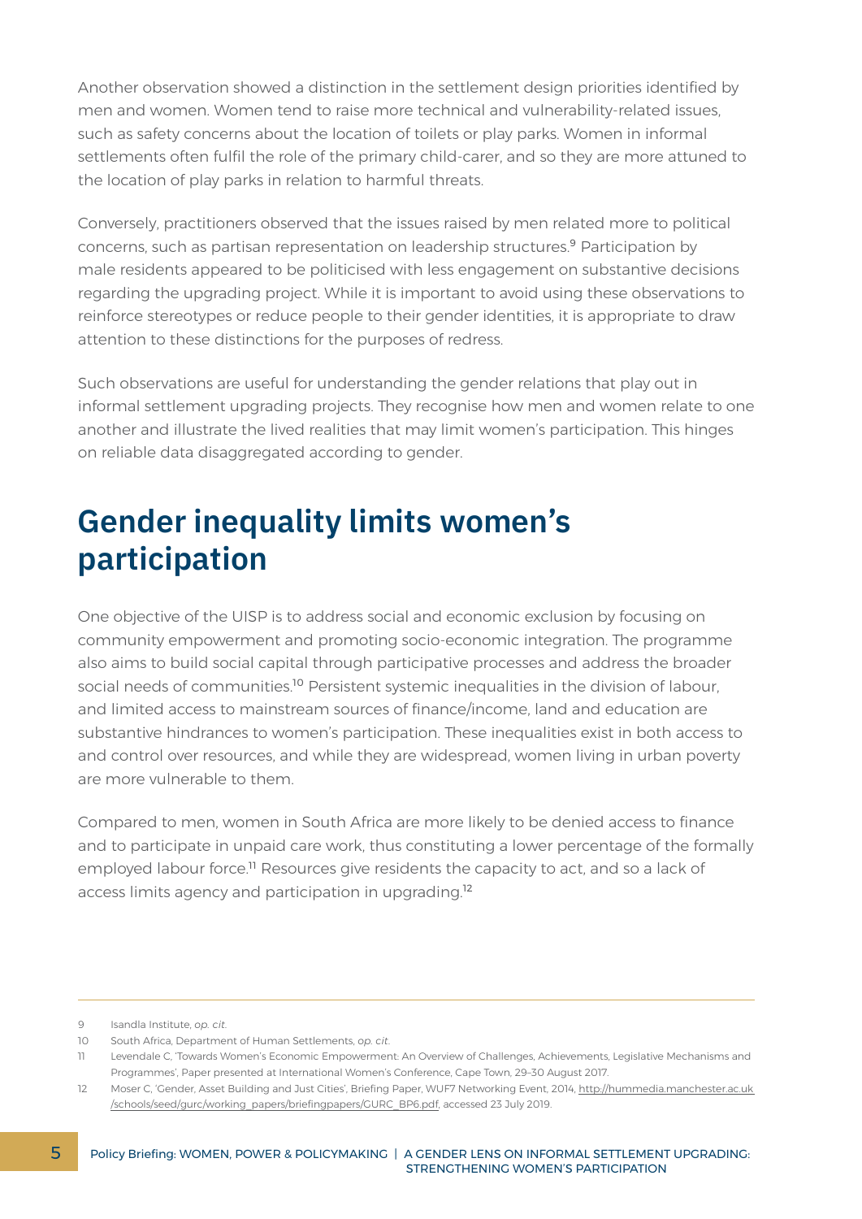Another observation showed a distinction in the settlement design priorities identified by men and women. Women tend to raise more technical and vulnerability-related issues, such as safety concerns about the location of toilets or play parks. Women in informal settlements often fulfil the role of the primary child-carer, and so they are more attuned to the location of play parks in relation to harmful threats.

Conversely, practitioners observed that the issues raised by men related more to political concerns, such as partisan representation on leadership structures.[9] Participation by male residents appeared to be politicised with less engagement on substantive decisions regarding the upgrading project. While it is important to avoid using these observations to reinforce stereotypes or reduce people to their gender identities, it is appropriate to draw attention to these distinctions for the purposes of redress.

Such observations are useful for understanding the gender relations that play out in informal settlement upgrading projects. They recognise how men and women relate to one another and illustrate the lived realities that may limit women's participation. This hinges on reliable data disaggregated according to gender.

## Gender inequality limits women's participation

One objective of the UISP is to address social and economic exclusion by focusing on community empowerment and promoting socio-economic integration. The programme also aims to build social capital through participative processes and address the broader social needs of communities.[10] Persistent systemic inequalities in the division of labour, and limited access to mainstream sources of finance/income, land and education are substantive hindrances to women's participation. These inequalities exist in both access to and control over resources, and while they are widespread, women living in urban poverty are more vulnerable to them.

Compared to men, women in South Africa are more likely to be denied access to finance and to participate in unpaid care work, thus constituting a lower percentage of the formally employed labour force.[11] Resources give residents the capacity to act, and so a lack of access limits agency and participation in upgrading.[12]

---

9 Isandla Institute, *op. cit*.

10 South Africa, Department of Human Settlements, *op. cit*.

11 Levendale C, 'Towards Women's Economic Empowerment: An Overview of Challenges, Achievements, Legislative Mechanisms and Programmes', Paper presented at International Women's Conference, Cape Town, 29–30 August 2017.

12 Moser C, 'Gender, Asset Building and Just Cities', Briefing Paper, WUF7 Networking Event, 2014, http://hummedia.manchester.ac.uk/schools/seed/gurc/working_papers/briefingpapers/GURC_BP6.pdf, accessed 23 July 2019.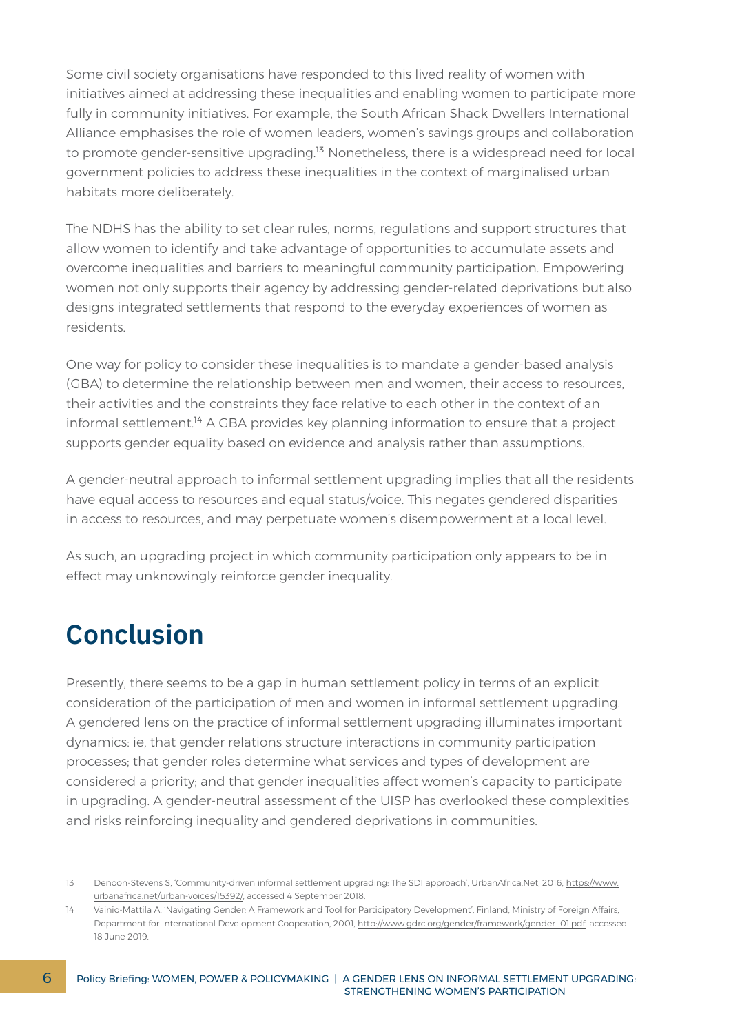Some civil society organisations have responded to this lived reality of women with initiatives aimed at addressing these inequalities and enabling women to participate more fully in community initiatives. For example, the South African Shack Dwellers International Alliance emphasises the role of women leaders, women's savings groups and collaboration to promote gender-sensitive upgrading.[13] Nonetheless, there is a widespread need for local government policies to address these inequalities in the context of marginalised urban habitats more deliberately.

The NDHS has the ability to set clear rules, norms, regulations and support structures that allow women to identify and take advantage of opportunities to accumulate assets and overcome inequalities and barriers to meaningful community participation. Empowering women not only supports their agency by addressing gender-related deprivations but also designs integrated settlements that respond to the everyday experiences of women as residents.

One way for policy to consider these inequalities is to mandate a gender-based analysis (GBA) to determine the relationship between men and women, their access to resources, their activities and the constraints they face relative to each other in the context of an informal settlement.[14] A GBA provides key planning information to ensure that a project supports gender equality based on evidence and analysis rather than assumptions.

A gender-neutral approach to informal settlement upgrading implies that all the residents have equal access to resources and equal status/voice. This negates gendered disparities in access to resources, and may perpetuate women's disempowerment at a local level.

As such, an upgrading project in which community participation only appears to be in effect may unknowingly reinforce gender inequality.

# Conclusion

Presently, there seems to be a gap in human settlement policy in terms of an explicit consideration of the participation of men and women in informal settlement upgrading. A gendered lens on the practice of informal settlement upgrading illuminates important dynamics: ie, that gender relations structure interactions in community participation processes; that gender roles determine what services and types of development are considered a priority; and that gender inequalities affect women's capacity to participate in upgrading. A gender-neutral assessment of the UISP has overlooked these complexities and risks reinforcing inequality and gendered deprivations in communities.

---

13 Denoon-Stevens S, 'Community-driven informal settlement upgrading: The SDI approach', UrbanAfrica.Net, 2016, https://www.urbanafrica.net/urban-voices/15392/, accessed 4 September 2018.

14 Vainio-Mattila A, 'Navigating Gender: A Framework and Tool for Participatory Development', Finland, Ministry of Foreign Affairs, Department for International Development Cooperation, 2001, http://www.gdrc.org/gender/framework/gender_01.pdf, accessed 18 June 2019.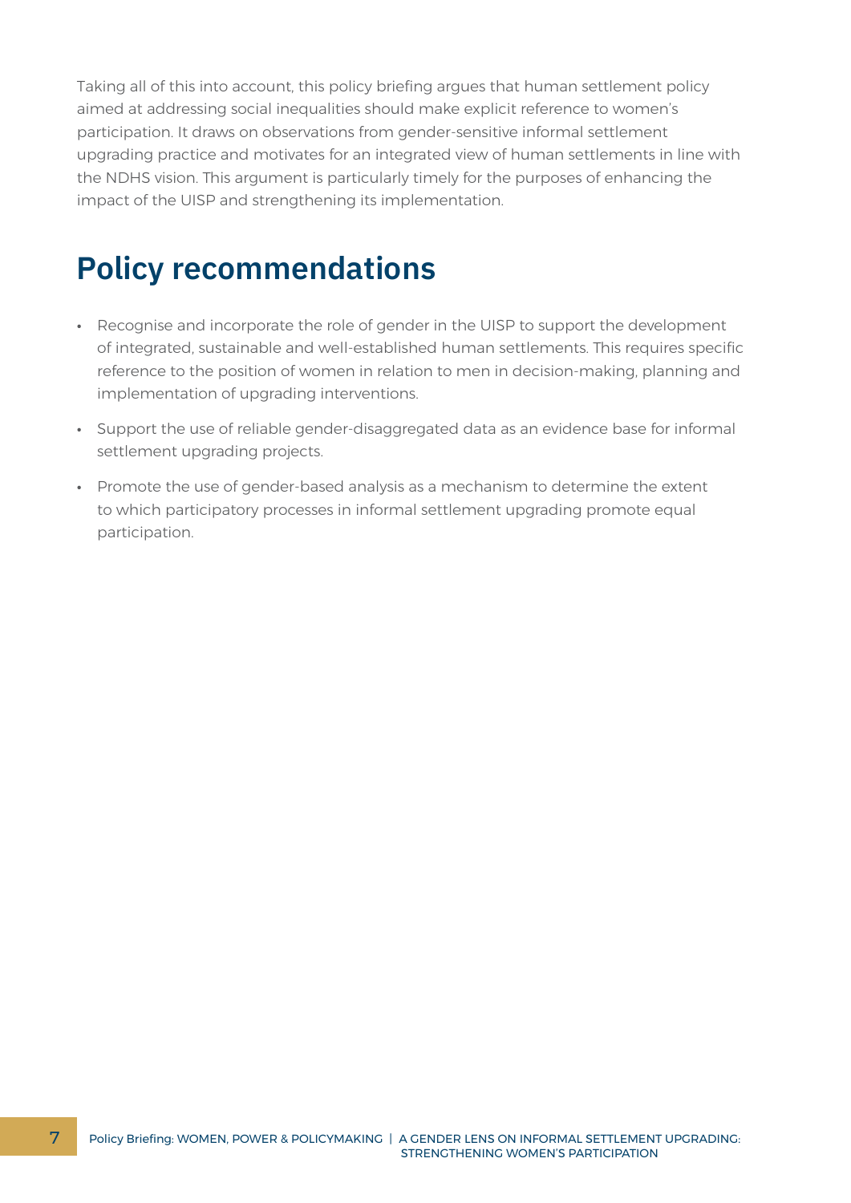Taking all of this into account, this policy briefing argues that human settlement policy aimed at addressing social inequalities should make explicit reference to women's participation. It draws on observations from gender-sensitive informal settlement upgrading practice and motivates for an integrated view of human settlements in line with the NDHS vision. This argument is particularly timely for the purposes of enhancing the impact of the UISP and strengthening its implementation.

## Policy recommendations

- Recognise and incorporate the role of gender in the UISP to support the development of integrated, sustainable and well-established human settlements. This requires specific reference to the position of women in relation to men in decision-making, planning and implementation of upgrading interventions.
- Support the use of reliable gender-disaggregated data as an evidence base for informal settlement upgrading projects.
- Promote the use of gender-based analysis as a mechanism to determine the extent to which participatory processes in informal settlement upgrading promote equal participation.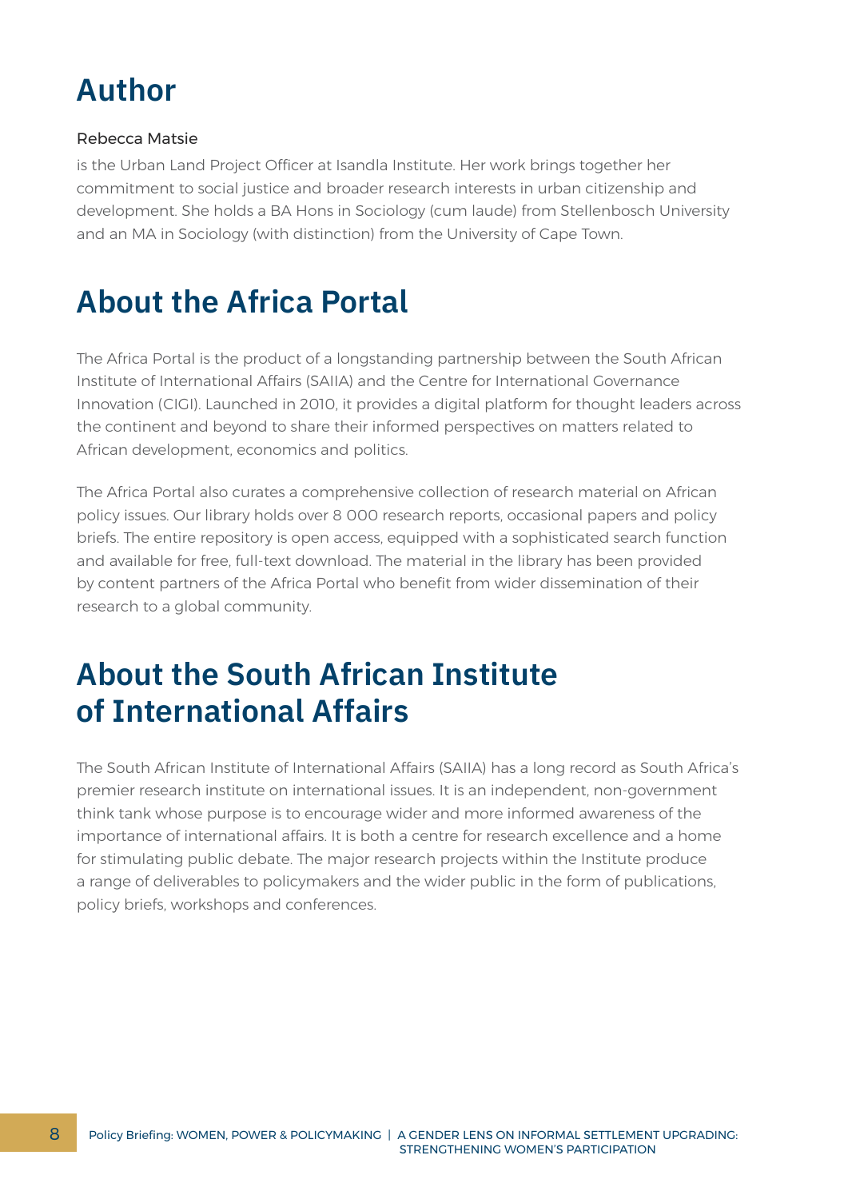## Author

Rebecca Matsie

is the Urban Land Project Officer at Isandla Institute. Her work brings together her commitment to social justice and broader research interests in urban citizenship and development. She holds a BA Hons in Sociology (cum laude) from Stellenbosch University and an MA in Sociology (with distinction) from the University of Cape Town.

## About the Africa Portal

The Africa Portal is the product of a longstanding partnership between the South African Institute of International Affairs (SAIIA) and the Centre for International Governance Innovation (CIGI). Launched in 2010, it provides a digital platform for thought leaders across the continent and beyond to share their informed perspectives on matters related to African development, economics and politics.

The Africa Portal also curates a comprehensive collection of research material on African policy issues. Our library holds over 8 000 research reports, occasional papers and policy briefs. The entire repository is open access, equipped with a sophisticated search function and available for free, full-text download. The material in the library has been provided by content partners of the Africa Portal who benefit from wider dissemination of their research to a global community.

## About the South African Institute of International Affairs

The South African Institute of International Affairs (SAIIA) has a long record as South Africa's premier research institute on international issues. It is an independent, non-government think tank whose purpose is to encourage wider and more informed awareness of the importance of international affairs. It is both a centre for research excellence and a home for stimulating public debate. The major research projects within the Institute produce a range of deliverables to policymakers and the wider public in the form of publications, policy briefs, workshops and conferences.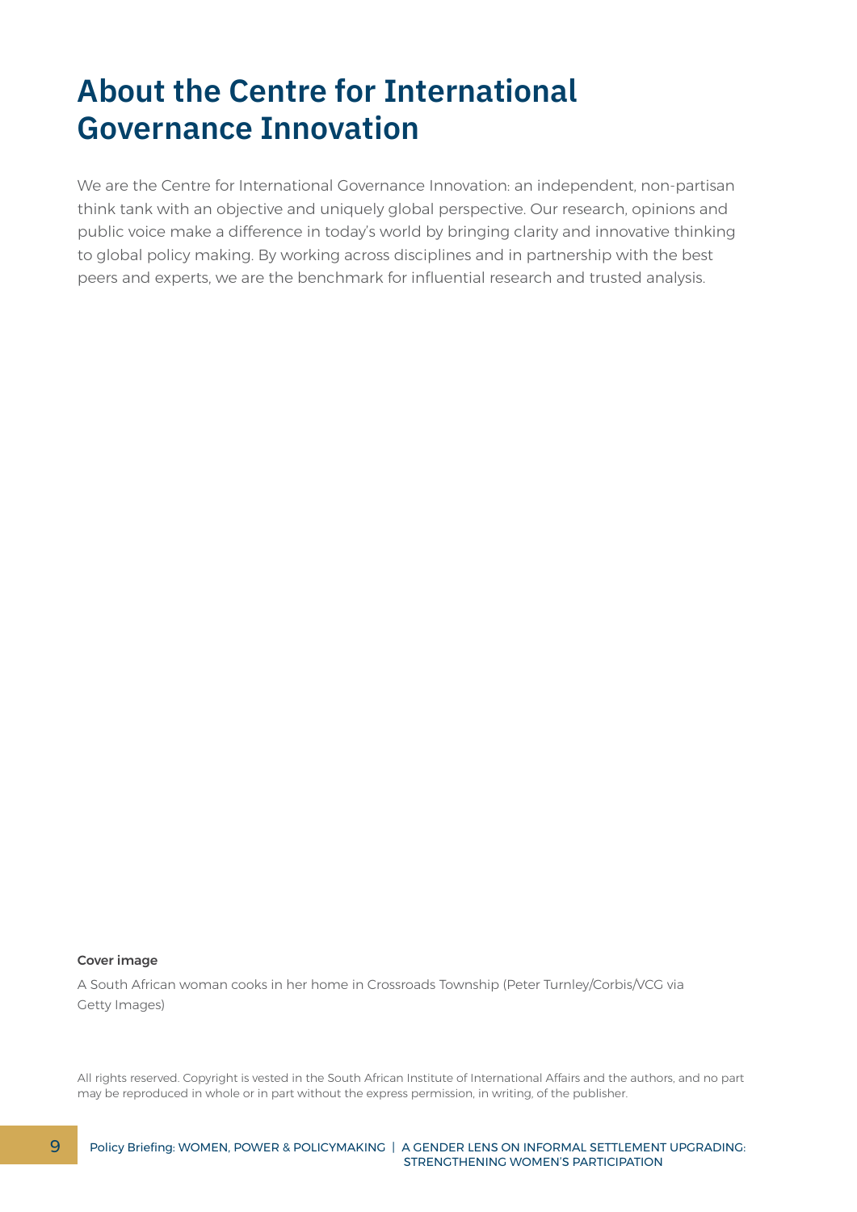# About the Centre for International Governance Innovation

We are the Centre for International Governance Innovation: an independent, non-partisan think tank with an objective and uniquely global perspective. Our research, opinions and public voice make a difference in today's world by bringing clarity and innovative thinking to global policy making. By working across disciplines and in partnership with the best peers and experts, we are the benchmark for influential research and trusted analysis.

**Cover image**

A South African woman cooks in her home in Crossroads Township (Peter Turnley/Corbis/VCG via Getty Images)

All rights reserved. Copyright is vested in the South African Institute of International Affairs and the authors, and no part may be reproduced in whole or in part without the express permission, in writing, of the publisher.